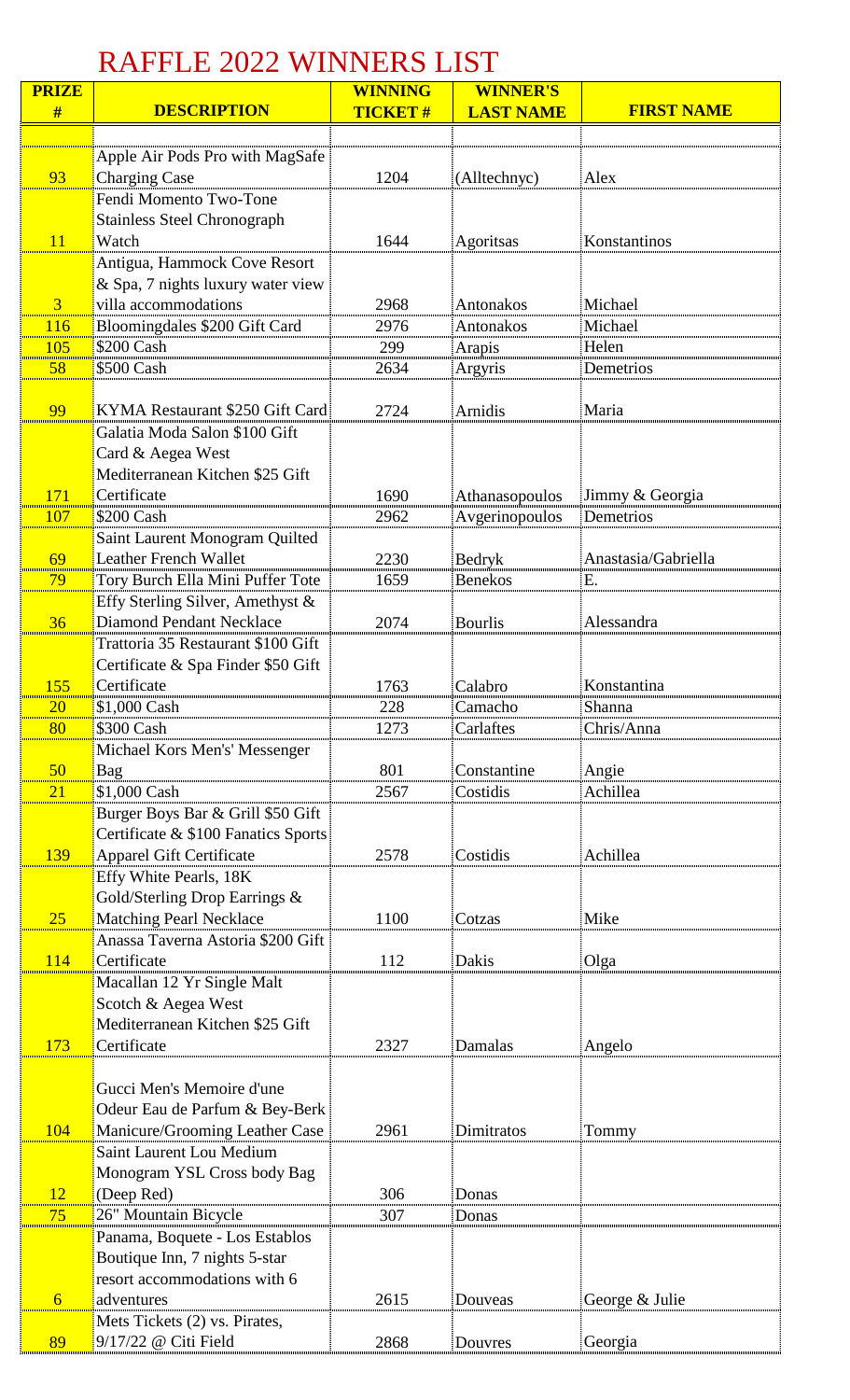# RAFFLE 2022 WINNERS LIST

| PRIZE # | DESCRIPTION | WINNING TICKET # | WINNER'S LAST NAME | FIRST NAME |
|---|---|---|---|---|
| 93 | Apple Air Pods Pro with MagSafe Charging Case | 1204 | (Alltechnyc) | Alex |
| 11 | Fendi Momento Two-Tone Stainless Steel Chronograph Watch | 1644 | Agoritsas | Konstantinos |
| 3 | Antigua, Hammock Cove Resort & Spa, 7 nights luxury water view villa accommodations | 2968 | Antonakos | Michael |
| 116 | Bloomingdales $200 Gift Card | 2976 | Antonakos | Michael |
| 105 | $200 Cash | 299 | Arapis | Helen |
| 58 | $500 Cash | 2634 | Argyris | Demetrios |
| 99 | KYMA Restaurant $250 Gift Card | 2724 | Arnidis | Maria |
| 171 | Galatia Moda Salon $100 Gift Card & Aegea West Mediterranean Kitchen $25 Gift Certificate | 1690 | Athanasopoulos | Jimmy & Georgia |
| 107 | $200 Cash | 2962 | Avgerinopoulos | Demetrios |
| 69 | Saint Laurent Monogram Quilted Leather French Wallet | 2230 | Bedryk | Anastasia/Gabriella |
| 79 | Tory Burch Ella Mini Puffer Tote | 1659 | Benekos | E. |
| 36 | Effy Sterling Silver, Amethyst & Diamond Pendant Necklace | 2074 | Bourlis | Alessandra |
| 155 | Trattoria 35 Restaurant $100 Gift Certificate & Spa Finder $50 Gift Certificate | 1763 | Calabro | Konstantina |
| 20 | $1,000 Cash | 228 | Camacho | Shanna |
| 80 | $300 Cash | 1273 | Carlaftes | Chris/Anna |
| 50 | Michael Kors Men's' Messenger Bag | 801 | Constantine | Angie |
| 21 | $1,000 Cash | 2567 | Costidis | Achillea |
| 139 | Burger Boys Bar & Grill $50 Gift Certificate & $100 Fanatics Sports Apparel Gift Certificate | 2578 | Costidis | Achillea |
| 25 | Effy White Pearls, 18K Gold/Sterling Drop Earrings & Matching Pearl Necklace | 1100 | Cotzas | Mike |
| 114 | Anassa Taverna Astoria $200 Gift Certificate | 112 | Dakis | Olga |
| 173 | Macallan 12 Yr Single Malt Scotch & Aegea West Mediterranean Kitchen $25 Gift Certificate | 2327 | Damalas | Angelo |
| 104 | Gucci Men's Memoire d'une Odeur Eau de Parfum & Bey-Berk Manicure/Grooming Leather Case | 2961 | Dimitratos | Tommy |
| 12 | Saint Laurent Lou Medium Monogram YSL Cross body Bag (Deep Red) | 306 | Donas | |
| 75 | 26" Mountain Bicycle | 307 | Donas | |
| 6 | Panama, Boquete - Los Establos Boutique Inn, 7 nights 5-star resort accommodations with 6 adventures | 2615 | Douveas | George & Julie |
| 89 | Mets Tickets (2) vs. Pirates, 9/17/22 @ Citi Field | 2868 | Douvres | Georgia |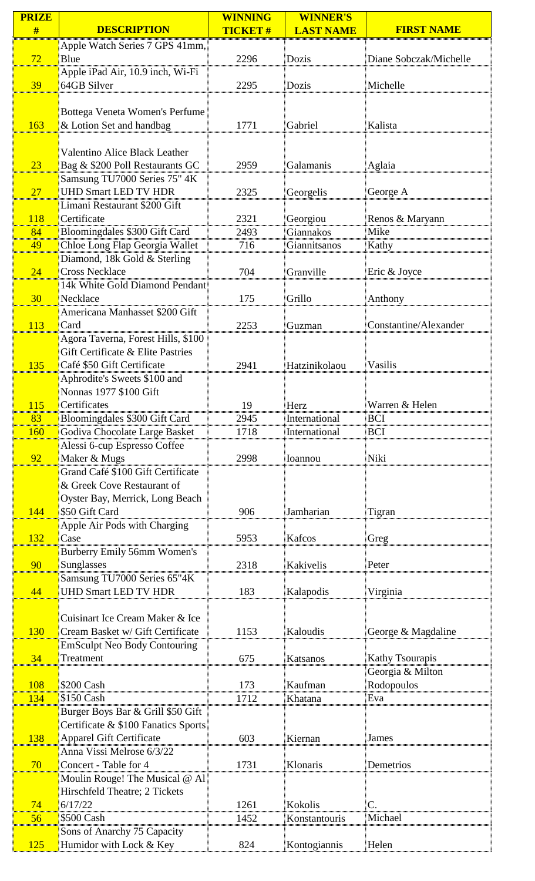| PRIZE # | DESCRIPTION | WINNING TICKET # | WINNER'S LAST NAME | FIRST NAME |
|---|---|---|---|---|
| 72 | Apple Watch Series 7 GPS 41mm, Blue | 2296 | Dozis | Diane Sobczak/Michelle |
| 39 | Apple iPad Air, 10.9 inch, Wi-Fi 64GB Silver | 2295 | Dozis | Michelle |
| 163 | Bottega Veneta Women's Perfume & Lotion Set and handbag | 1771 | Gabriel | Kalista |
| 23 | Valentino Alice Black Leather Bag & $200 Poll Restaurants GC | 2959 | Galamanis | Aglaia |
| 27 | Samsung TU7000 Series 75" 4K UHD Smart LED TV HDR | 2325 | Georgelis | George A |
| 118 | Limani Restaurant $200 Gift Certificate | 2321 | Georgiou | Renos & Maryann |
| 84 | Bloomingdales $300 Gift Card | 2493 | Giannakos | Mike |
| 49 | Chloe Long Flap Georgia Wallet | 716 | Giannitsanos | Kathy |
| 24 | Diamond, 18k Gold & Sterling Cross Necklace | 704 | Granville | Eric & Joyce |
| 30 | 14k White Gold Diamond Pendant Necklace | 175 | Grillo | Anthony |
| 113 | Americana Manhasset $200 Gift Card | 2253 | Guzman | Constantine/Alexander |
| 135 | Agora Taverna, Forest Hills, $100 Gift Certificate & Elite Pastries Café $50 Gift Certificate | 2941 | Hatzinikolaou | Vasilis |
| 115 | Aphrodite's Sweets $100 and Nonnas 1977 $100 Gift Certificates | 19 | Herz | Warren & Helen |
| 83 | Bloomingdales $300 Gift Card | 2945 | International | BCI |
| 160 | Godiva Chocolate Large Basket | 1718 | International | BCI |
| 92 | Alessi 6-cup Espresso Coffee Maker & Mugs | 2998 | Ioannou | Niki |
| 144 | Grand Café $100 Gift Certificate & Greek Cove Restaurant of Oyster Bay, Merrick, Long Beach $50 Gift Card | 906 | Jamharian | Tigran |
| 132 | Apple Air Pods with Charging Case | 5953 | Kafcos | Greg |
| 90 | Burberry Emily 56mm Women's Sunglasses | 2318 | Kakivelis | Peter |
| 44 | Samsung TU7000 Series 65"4K UHD Smart LED TV HDR | 183 | Kalapodis | Virginia |
| 130 | Cuisinart Ice Cream Maker & Ice Cream Basket w/ Gift Certificate | 1153 | Kaloudis | George & Magdaline |
| 34 | EmSculpt Neo Body Contouring Treatment | 675 | Katsanos | Kathy Tsourapis |
| 108 | $200 Cash | 173 | Kaufman | Georgia & Milton Rodopoulos |
| 134 | $150 Cash | 1712 | Khatana | Eva |
| 138 | Burger Boys Bar & Grill $50 Gift Certificate & $100 Fanatics Sports Apparel Gift Certificate | 603 | Kiernan | James |
| 70 | Anna Vissi Melrose 6/3/22 Concert - Table for 4 | 1731 | Klonaris | Demetrios |
| 74 | Moulin Rouge! The Musical @ Al Hirschfeld Theatre; 2 Tickets 6/17/22 | 1261 | Kokolis | C. |
| 56 | $500 Cash | 1452 | Konstantouris | Michael |
| 125 | Sons of Anarchy 75 Capacity Humidor with Lock & Key | 824 | Kontogiannis | Helen |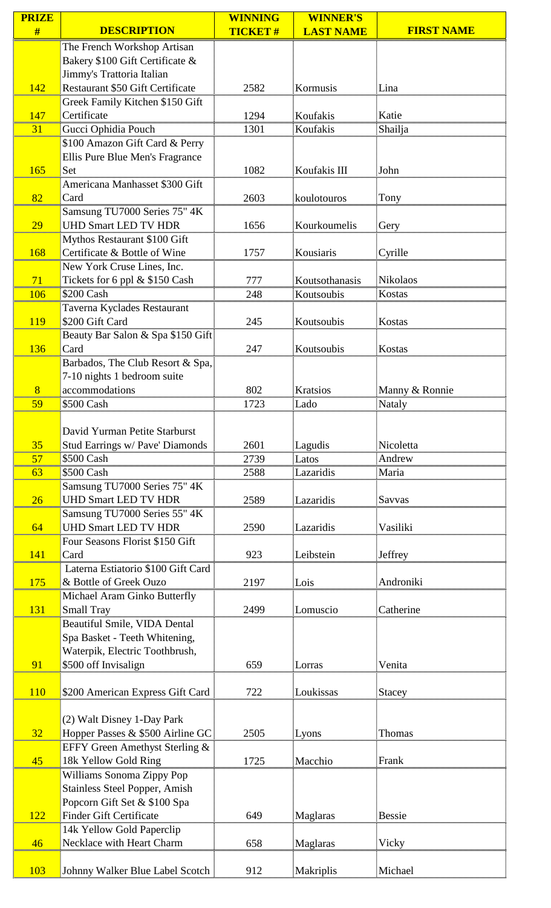| PRIZE # | DESCRIPTION | WINNING TICKET # | WINNER'S LAST NAME | FIRST NAME |
|---|---|---|---|---|
| 142 | The French Workshop Artisan Bakery $100 Gift Certificate & Jimmy's Trattoria Italian Restaurant $50 Gift Certificate | 2582 | Kormusis | Lina |
| 147 | Greek Family Kitchen $150 Gift Certificate | 1294 | Koufakis | Katie |
| 31 | Gucci Ophidia Pouch | 1301 | Koufakis | Shailja |
| 165 | $100 Amazon Gift Card & Perry Ellis Pure Blue Men's Fragrance Set | 1082 | Koufakis III | John |
| 82 | Americana Manhasset $300 Gift Card | 2603 | koulotouros | Tony |
| 29 | Samsung TU7000 Series 75" 4K UHD Smart LED TV HDR | 1656 | Kourkoumelis | Gery |
| 168 | Mythos Restaurant $100 Gift Certificate & Bottle of Wine | 1757 | Kousiaris | Cyrille |
| 71 | New York Cruse Lines, Inc. Tickets for 6 ppl & $150 Cash | 777 | Koutsothanasis | Nikolaos |
| 106 | $200 Cash | 248 | Koutsoubis | Kostas |
| 119 | Taverna Kyclades Restaurant $200 Gift Card | 245 | Koutsoubis | Kostas |
| 136 | Beauty Bar Salon & Spa $150 Gift Card | 247 | Koutsoubis | Kostas |
| 8 | Barbados, The Club Resort & Spa, 7-10 nights 1 bedroom suite accommodations | 802 | Kratsios | Manny & Ronnie |
| 59 | $500 Cash | 1723 | Lado | Nataly |
| 35 | David Yurman Petite Starburst Stud Earrings w/ Pave' Diamonds | 2601 | Lagudis | Nicoletta |
| 57 | $500 Cash | 2739 | Latos | Andrew |
| 63 | $500 Cash | 2588 | Lazaridis | Maria |
| 26 | Samsung TU7000 Series 75" 4K UHD Smart LED TV HDR | 2589 | Lazaridis | Savvas |
| 64 | Samsung TU7000 Series 55" 4K UHD Smart LED TV HDR | 2590 | Lazaridis | Vasiliki |
| 141 | Four Seasons Florist $150 Gift Card | 923 | Leibstein | Jeffrey |
| 175 | Laterna Estiatorio $100 Gift Card & Bottle of Greek Ouzo | 2197 | Lois | Androniki |
| 131 | Michael Aram Ginko Butterfly Small Tray | 2499 | Lomuscio | Catherine |
| 91 | Beautiful Smile, VIDA Dental Spa Basket - Teeth Whitening, Waterpik, Electric Toothbrush, $500 off Invisalign | 659 | Lorras | Venita |
| 110 | $200 American Express Gift Card | 722 | Loukissas | Stacey |
| 32 | (2) Walt Disney 1-Day Park Hopper Passes & $500 Airline GC | 2505 | Lyons | Thomas |
| 45 | EFFY Green Amethyst Sterling & 18k Yellow Gold Ring | 1725 | Macchio | Frank |
| 122 | Williams Sonoma Zippy Pop Stainless Steel Popper, Amish Popcorn Gift Set & $100 Spa Finder Gift Certificate | 649 | Maglaras | Bessie |
| 46 | 14k Yellow Gold Paperclip Necklace with Heart Charm | 658 | Maglaras | Vicky |
| 103 | Johnny Walker Blue Label Scotch | 912 | Makriplis | Michael |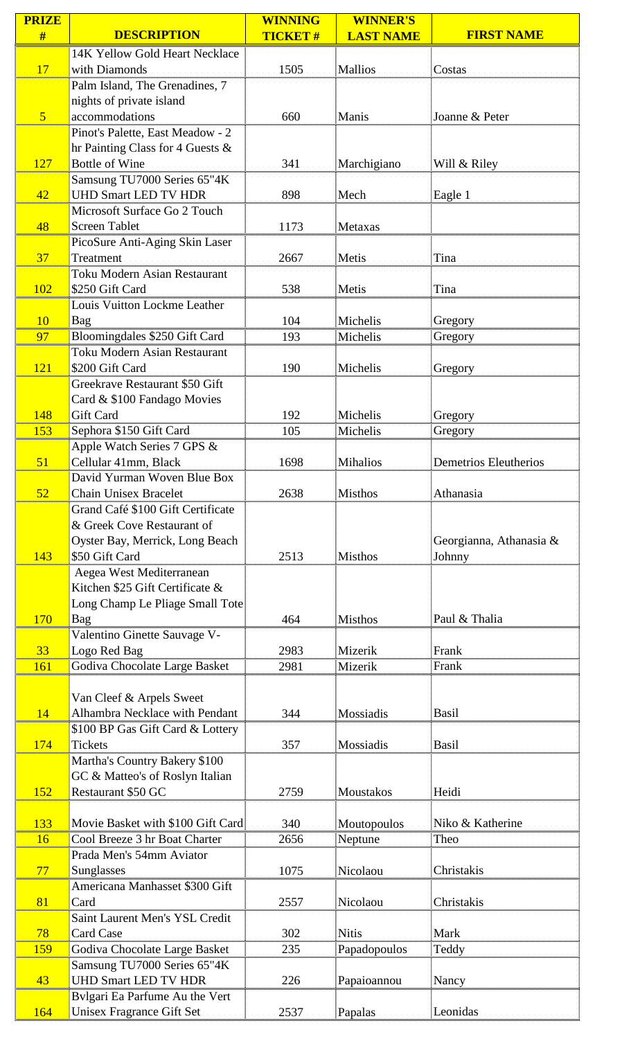| PRIZE # | DESCRIPTION | WINNING TICKET # | WINNER'S LAST NAME | FIRST NAME |
|---|---|---|---|---|
| 17 | 14K Yellow Gold Heart Necklace with Diamonds | 1505 | Mallios | Costas |
| 5 | Palm Island, The Grenadines, 7 nights of private island accommodations | 660 | Manis | Joanne & Peter |
| 127 | Pinot's Palette, East Meadow - 2 hr Painting Class for 4 Guests & Bottle of Wine | 341 | Marchigiano | Will & Riley |
| 42 | Samsung TU7000 Series 65"4K UHD Smart LED TV HDR | 898 | Mech | Eagle 1 |
| 48 | Microsoft Surface Go 2 Touch Screen Tablet | 1173 | Metaxas | |
| 37 | PicoSure Anti-Aging Skin Laser Treatment | 2667 | Metis | Tina |
| 102 | Toku Modern Asian Restaurant $250 Gift Card | 538 | Metis | Tina |
| 10 | Louis Vuitton Lockme Leather Bag | 104 | Michelis | Gregory |
| 97 | Bloomingdales $250 Gift Card | 193 | Michelis | Gregory |
| 121 | Toku Modern Asian Restaurant $200 Gift Card | 190 | Michelis | Gregory |
| 148 | Greekrave Restaurant $50 Gift Card & $100 Fandago Movies Gift Card | 192 | Michelis | Gregory |
| 153 | Sephora $150 Gift Card | 105 | Michelis | Gregory |
| 51 | Apple Watch Series 7 GPS & Cellular 41mm, Black | 1698 | Mihalios | Demetrios Eleutherios |
| 52 | David Yurman Woven Blue Box Chain Unisex Bracelet | 2638 | Misthos | Athanasia |
| 143 | Grand Café $100 Gift Certificate & Greek Cove Restaurant of Oyster Bay, Merrick, Long Beach $50 Gift Card | 2513 | Misthos | Georgianna, Athanasia & Johnny |
| 170 | Aegea West Mediterranean Kitchen $25 Gift Certificate & Long Champ Le Pliage Small Tote Bag | 464 | Misthos | Paul & Thalia |
| 33 | Valentino Ginette Sauvage V-Logo Red Bag | 2983 | Mizerik | Frank |
| 161 | Godiva Chocolate Large Basket | 2981 | Mizerik | Frank |
| 14 | Van Cleef & Arpels Sweet Alhambra Necklace with Pendant | 344 | Mossiadis | Basil |
| 174 | $100 BP Gas Gift Card & Lottery Tickets | 357 | Mossiadis | Basil |
| 152 | Martha's Country Bakery $100 GC & Matteo's of Roslyn Italian Restaurant $50 GC | 2759 | Moustakos | Heidi |
| 133 | Movie Basket with $100 Gift Card | 340 | Moutopoulos | Niko & Katherine |
| 16 | Cool Breeze 3 hr Boat Charter | 2656 | Neptune | Theo |
| 77 | Prada Men's 54mm Aviator Sunglasses | 1075 | Nicolaou | Christakis |
| 81 | Americana Manhasset $300 Gift Card | 2557 | Nicolaou | Christakis |
| 78 | Saint Laurent Men's YSL Credit Card Case | 302 | Nitis | Mark |
| 159 | Godiva Chocolate Large Basket | 235 | Papadopoulos | Teddy |
| 43 | Samsung TU7000 Series 65"4K UHD Smart LED TV HDR | 226 | Papaioannou | Nancy |
| 164 | Bvlgari Ea Parfume Au the Vert Unisex Fragrance Gift Set | 2537 | Papalas | Leonidas |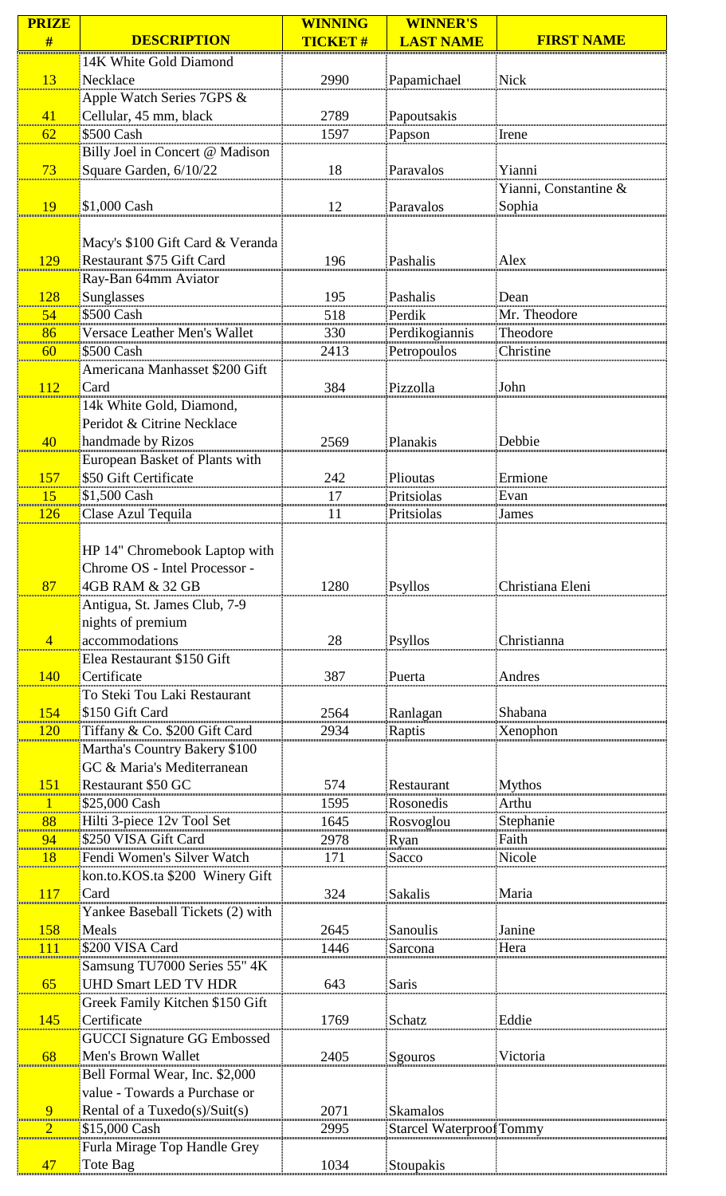| PRIZE # | DESCRIPTION | WINNING TICKET # | WINNER'S LAST NAME | FIRST NAME |
|---|---|---|---|---|
| 13 | 14K White Gold Diamond Necklace | 2990 | Papamichael | Nick |
| 41 | Apple Watch Series 7GPS & Cellular, 45 mm, black | 2789 | Papoutsakis | |
| 62 | $500 Cash | 1597 | Papson | Irene |
| 73 | Billy Joel in Concert @ Madison Square Garden, 6/10/22 | 18 | Paravalos | Yianni |
| 19 | $1,000 Cash | 12 | Paravalos | Yianni, Constantine & Sophia |
| 129 | Macy's $100 Gift Card & Veranda Restaurant $75 Gift Card | 196 | Pashalis | Alex |
| 128 | Ray-Ban 64mm Aviator Sunglasses | 195 | Pashalis | Dean |
| 54 | $500 Cash | 518 | Perdik | Mr. Theodore |
| 86 | Versace Leather Men's Wallet | 330 | Perdikogiannis | Theodore |
| 60 | $500 Cash | 2413 | Petropoulos | Christine |
| 112 | Americana Manhasset $200 Gift Card | 384 | Pizzolla | John |
| 40 | 14k White Gold, Diamond, Peridot & Citrine Necklace handmade by Rizos | 2569 | Planakis | Debbie |
| 157 | European Basket of Plants with $50 Gift Certificate | 242 | Plioutas | Ermione |
| 15 | $1,500 Cash | 17 | Pritsiolas | Evan |
| 126 | Clase Azul Tequila | 11 | Pritsiolas | James |
| 87 | HP 14" Chromebook Laptop with Chrome OS - Intel Processor - 4GB RAM & 32 GB | 1280 | Psyllos | Christiana Eleni |
| 4 | Antigua, St. James Club, 7-9 nights of premium accommodations | 28 | Psyllos | Christianna |
| 140 | Elea Restaurant $150 Gift Certificate | 387 | Puerta | Andres |
| 154 | To Steki Tou Laki Restaurant $150 Gift Card | 2564 | Ranlagan | Shabana |
| 120 | Tiffany & Co. $200 Gift Card | 2934 | Raptis | Xenophon |
| 151 | Martha's Country Bakery $100 GC & Maria's Mediterranean Restaurant $50 GC | 574 | Restaurant | Mythos |
| 1 | $25,000 Cash | 1595 | Rosonedis | Arthu |
| 88 | Hilti 3-piece 12v Tool Set | 1645 | Rosvoglou | Stephanie |
| 94 | $250 VISA Gift Card | 2978 | Ryan | Faith |
| 18 | Fendi Women's Silver Watch | 171 | Sacco | Nicole |
| 117 | kon.to.KOS.ta $200 Winery Gift Card | 324 | Sakalis | Maria |
| 158 | Yankee Baseball Tickets (2) with Meals | 2645 | Sanoulis | Janine |
| 111 | $200 VISA Card | 1446 | Sarcona | Hera |
| 65 | Samsung TU7000 Series 55" 4K UHD Smart LED TV HDR | 643 | Saris | |
| 145 | Greek Family Kitchen $150 Gift Certificate | 1769 | Schatz | Eddie |
| 68 | GUCCI Signature GG Embossed Men's Brown Wallet | 2405 | Sgouros | Victoria |
| 9 | Bell Formal Wear, Inc. $2,000 value - Towards a Purchase or Rental of a Tuxedo(s)/Suit(s) | 2071 | Skamalos | |
| 2 | $15,000 Cash | 2995 | Starcel Waterproof | Tommy |
| 47 | Furla Mirage Top Handle Grey Tote Bag | 1034 | Stoupakis | |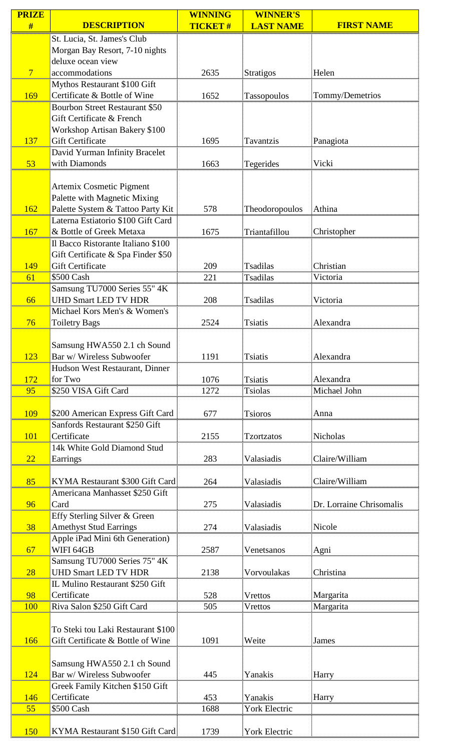| PRIZE # | DESCRIPTION | WINNING TICKET # | WINNER'S LAST NAME | FIRST NAME |
|---|---|---|---|---|
| 7 | St. Lucia, St. James's Club Morgan Bay Resort, 7-10 nights deluxe ocean view accommodations | 2635 | Stratigos | Helen |
| 169 | Mythos Restaurant $100 Gift Certificate & Bottle of Wine | 1652 | Tassopoulos | Tommy/Demetrios |
| 137 | Bourbon Street Restaurant $50 Gift Certificate & French Workshop Artisan Bakery $100 Gift Certificate | 1695 | Tavantzis | Panagiota |
| 53 | David Yurman Infinity Bracelet with Diamonds | 1663 | Tegerides | Vicki |
| 162 | Artemix Cosmetic Pigment Palette with Magnetic Mixing Palette System & Tattoo Party Kit | 578 | Theodoropoulos | Athina |
| 167 | Laterna Estiatorio $100 Gift Card & Bottle of Greek Metaxa | 1675 | Triantafillou | Christopher |
| 149 | Il Bacco Ristorante Italiano $100 Gift Certificate & Spa Finder $50 Gift Certificate | 209 | Tsadilas | Christian |
| 61 | $500 Cash | 221 | Tsadilas | Victoria |
| 66 | Samsung TU7000 Series 55" 4K UHD Smart LED TV HDR | 208 | Tsadilas | Victoria |
| 76 | Michael Kors Men's & Women's Toiletry Bags | 2524 | Tsiatis | Alexandra |
| 123 | Samsung HWA550 2.1 ch Sound Bar w/ Wireless Subwoofer | 1191 | Tsiatis | Alexandra |
| 172 | Hudson West Restaurant, Dinner for Two | 1076 | Tsiatis | Alexandra |
| 95 | $250 VISA Gift Card | 1272 | Tsiolas | Michael John |
| 109 | $200 American Express Gift Card | 677 | Tsioros | Anna |
| 101 | Sanfords Restaurant $250 Gift Certificate | 2155 | Tzortzatos | Nicholas |
| 22 | 14k White Gold Diamond Stud Earrings | 283 | Valasiadis | Claire/William |
| 85 | KYMA Restaurant $300 Gift Card | 264 | Valasiadis | Claire/William |
| 96 | Americana Manhasset $250 Gift Card | 275 | Valasiadis | Dr. Lorraine Chrisomalis |
| 38 | Effy Sterling Silver & Green Amethyst Stud Earrings | 274 | Valasiadis | Nicole |
| 67 | Apple iPad Mini 6th Generation) WIFI 64GB | 2587 | Venetsanos | Agni |
| 28 | Samsung TU7000 Series 75" 4K UHD Smart LED TV HDR | 2138 | Vorvoulakas | Christina |
| 98 | IL Mulino Restaurant $250 Gift Certificate | 528 | Vrettos | Margarita |
| 100 | Riva Salon $250 Gift Card | 505 | Vrettos | Margarita |
| 166 | To Steki tou Laki Restaurant $100 Gift Certificate & Bottle of Wine | 1091 | Weite | James |
| 124 | Samsung HWA550 2.1 ch Sound Bar w/ Wireless Subwoofer | 445 | Yanakis | Harry |
| 146 | Greek Family Kitchen $150 Gift Certificate | 453 | Yanakis | Harry |
| 55 | $500 Cash | 1688 | York Electric | |
| 150 | KYMA Restaurant $150 Gift Card | 1739 | York Electric | |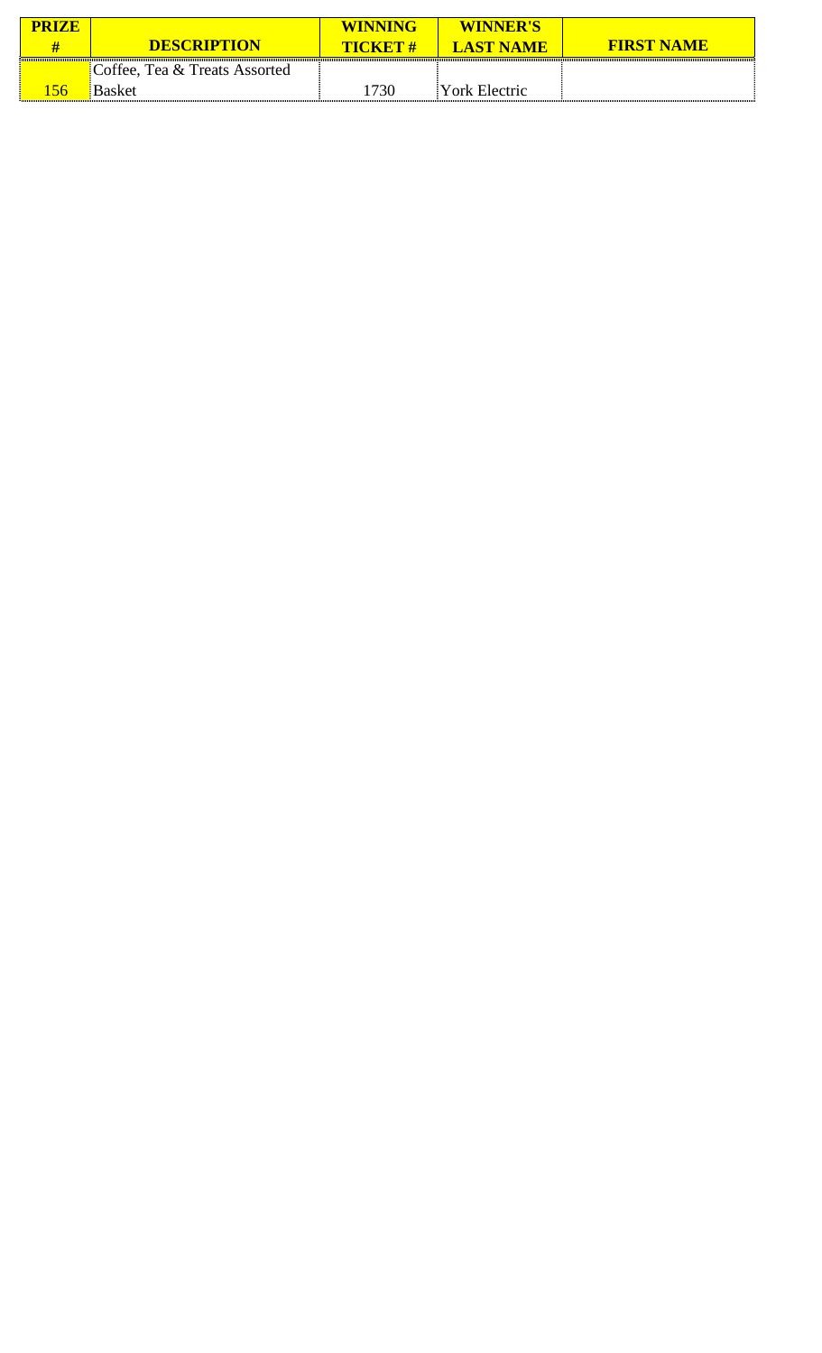| PRIZE # | DESCRIPTION | WINNING TICKET # | WINNER'S LAST NAME | FIRST NAME |
|---|---|---|---|---|
| 156 | Coffee, Tea & Treats Assorted Basket | 1730 | York Electric | |